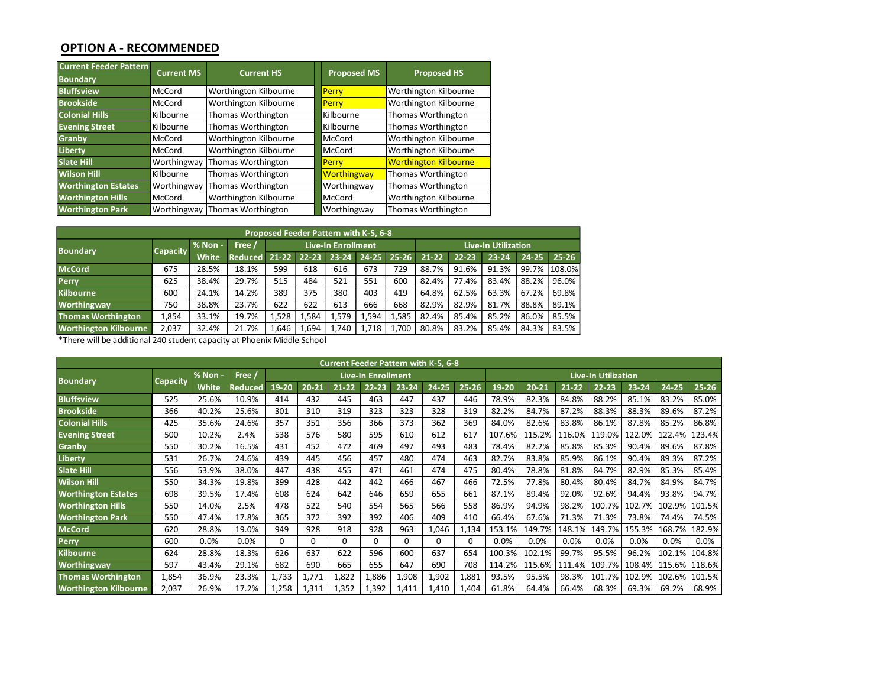## OPTION A - RECOMMENDED

| Current Feeder Pattern Boundary | Current MS | Current HS | Proposed MS | Proposed HS |
|---|---|---|---|---|
| Bluffsview | McCord | Worthington Kilbourne | Perry | Worthington Kilbourne |
| Brookside | McCord | Worthington Kilbourne | Perry | Worthington Kilbourne |
| Colonial Hills | Kilbourne | Thomas Worthington | Kilbourne | Thomas Worthington |
| Evening Street | Kilbourne | Thomas Worthington | Kilbourne | Thomas Worthington |
| Granby | McCord | Worthington Kilbourne | McCord | Worthington Kilbourne |
| Liberty | McCord | Worthington Kilbourne | McCord | Worthington Kilbourne |
| Slate Hill | Worthingway | Thomas Worthington | Perry | Worthington Kilbourne |
| Wilson Hill | Kilbourne | Thomas Worthington | Worthingway | Thomas Worthington |
| Worthington Estates | Worthingway | Thomas Worthington | Worthingway | Thomas Worthington |
| Worthington Hills | McCord | Worthington Kilbourne | McCord | Worthington Kilbourne |
| Worthington Park | Worthingway | Thomas Worthington | Worthingway | Thomas Worthington |

| Proposed Feeder Pattern with K-5, 6-8 | | | | | | | | | | | | | |
|---|---|---|---|---|---|---|---|---|---|---|---|---|---|
| Boundary | Capacity | % Non - White | Free / Reduced | Live-In Enrollment | | | | | Live-In Utilization | | | | |
| | | | | 21-22 | 22-23 | 23-24 | 24-25 | 25-26 | 21-22 | 22-23 | 23-24 | 24-25 | 25-26 |
| McCord | 675 | 28.5% | 18.1% | 599 | 618 | 616 | 673 | 729 | 88.7% | 91.6% | 91.3% | 99.7% | 108.0% |
| Perry | 625 | 38.4% | 29.7% | 515 | 484 | 521 | 551 | 600 | 82.4% | 77.4% | 83.4% | 88.2% | 96.0% |
| Kilbourne | 600 | 24.1% | 14.2% | 389 | 375 | 380 | 403 | 419 | 64.8% | 62.5% | 63.3% | 67.2% | 69.8% |
| Worthingway | 750 | 38.8% | 23.7% | 622 | 622 | 613 | 666 | 668 | 82.9% | 82.9% | 81.7% | 88.8% | 89.1% |
| Thomas Worthington | 1,854 | 33.1% | 19.7% | 1,528 | 1,584 | 1,579 | 1,594 | 1,585 | 82.4% | 85.4% | 85.2% | 86.0% | 85.5% |
| Worthington Kilbourne | 2,037 | 32.4% | 21.7% | 1,646 | 1,694 | 1,740 | 1,718 | 1,700 | 80.8% | 83.2% | 85.4% | 84.3% | 83.5% |

*There will be additional 240 student capacity at Phoenix Middle School

| Current Feeder Pattern with K-5, 6-8 | | | | | | | | | | | | | | | | | |
|---|---|---|---|---|---|---|---|---|---|---|---|---|---|---|---|---|---|
| Boundary | Capacity | % Non - White | Free / Reduced | Live-In Enrollment | | | | | | | Live-In Utilization | | | | | | |
| | | | | 19-20 | 20-21 | 21-22 | 22-23 | 23-24 | 24-25 | 25-26 | 19-20 | 20-21 | 21-22 | 22-23 | 23-24 | 24-25 | 25-26 |
| Bluffsview | 525 | 25.6% | 10.9% | 414 | 432 | 445 | 463 | 447 | 437 | 446 | 78.9% | 82.3% | 84.8% | 88.2% | 85.1% | 83.2% | 85.0% |
| Brookside | 366 | 40.2% | 25.6% | 301 | 310 | 319 | 323 | 323 | 328 | 319 | 82.2% | 84.7% | 87.2% | 88.3% | 88.3% | 89.6% | 87.2% |
| Colonial Hills | 425 | 35.6% | 24.6% | 357 | 351 | 356 | 366 | 373 | 362 | 369 | 84.0% | 82.6% | 83.8% | 86.1% | 87.8% | 85.2% | 86.8% |
| Evening Street | 500 | 10.2% | 2.4% | 538 | 576 | 580 | 595 | 610 | 612 | 617 | 107.6% | 115.2% | 116.0% | 119.0% | 122.0% | 122.4% | 123.4% |
| Granby | 550 | 30.2% | 16.5% | 431 | 452 | 472 | 469 | 497 | 493 | 483 | 78.4% | 82.2% | 85.8% | 85.3% | 90.4% | 89.6% | 87.8% |
| Liberty | 531 | 26.7% | 24.6% | 439 | 445 | 456 | 457 | 480 | 474 | 463 | 82.7% | 83.8% | 85.9% | 86.1% | 90.4% | 89.3% | 87.2% |
| Slate Hill | 556 | 53.9% | 38.0% | 447 | 438 | 455 | 471 | 461 | 474 | 475 | 80.4% | 78.8% | 81.8% | 84.7% | 82.9% | 85.3% | 85.4% |
| Wilson Hill | 550 | 34.3% | 19.8% | 399 | 428 | 442 | 442 | 466 | 467 | 466 | 72.5% | 77.8% | 80.4% | 80.4% | 84.7% | 84.9% | 84.7% |
| Worthington Estates | 698 | 39.5% | 17.4% | 608 | 624 | 642 | 646 | 659 | 655 | 661 | 87.1% | 89.4% | 92.0% | 92.6% | 94.4% | 93.8% | 94.7% |
| Worthington Hills | 550 | 14.0% | 2.5% | 478 | 522 | 540 | 554 | 565 | 566 | 558 | 86.9% | 94.9% | 98.2% | 100.7% | 102.7% | 102.9% | 101.5% |
| Worthington Park | 550 | 47.4% | 17.8% | 365 | 372 | 392 | 392 | 406 | 409 | 410 | 66.4% | 67.6% | 71.3% | 71.3% | 73.8% | 74.4% | 74.5% |
| McCord | 620 | 28.8% | 19.0% | 949 | 928 | 918 | 928 | 963 | 1,046 | 1,134 | 153.1% | 149.7% | 148.1% | 149.7% | 155.3% | 168.7% | 182.9% |
| Perry | 600 | 0.0% | 0.0% | 0 | 0 | 0 | 0 | 0 | 0 | 0 | 0.0% | 0.0% | 0.0% | 0.0% | 0.0% | 0.0% | 0.0% |
| Kilbourne | 624 | 28.8% | 18.3% | 626 | 637 | 622 | 596 | 600 | 637 | 654 | 100.3% | 102.1% | 99.7% | 95.5% | 96.2% | 102.1% | 104.8% |
| Worthingway | 597 | 43.4% | 29.1% | 682 | 690 | 665 | 655 | 647 | 690 | 708 | 114.2% | 115.6% | 111.4% | 109.7% | 108.4% | 115.6% | 118.6% |
| Thomas Worthington | 1,854 | 36.9% | 23.3% | 1,733 | 1,771 | 1,822 | 1,886 | 1,908 | 1,902 | 1,881 | 93.5% | 95.5% | 98.3% | 101.7% | 102.9% | 102.6% | 101.5% |
| Worthington Kilbourne | 2,037 | 26.9% | 17.2% | 1,258 | 1,311 | 1,352 | 1,392 | 1,411 | 1,410 | 1,404 | 61.8% | 64.4% | 66.4% | 68.3% | 69.3% | 69.2% | 68.9% |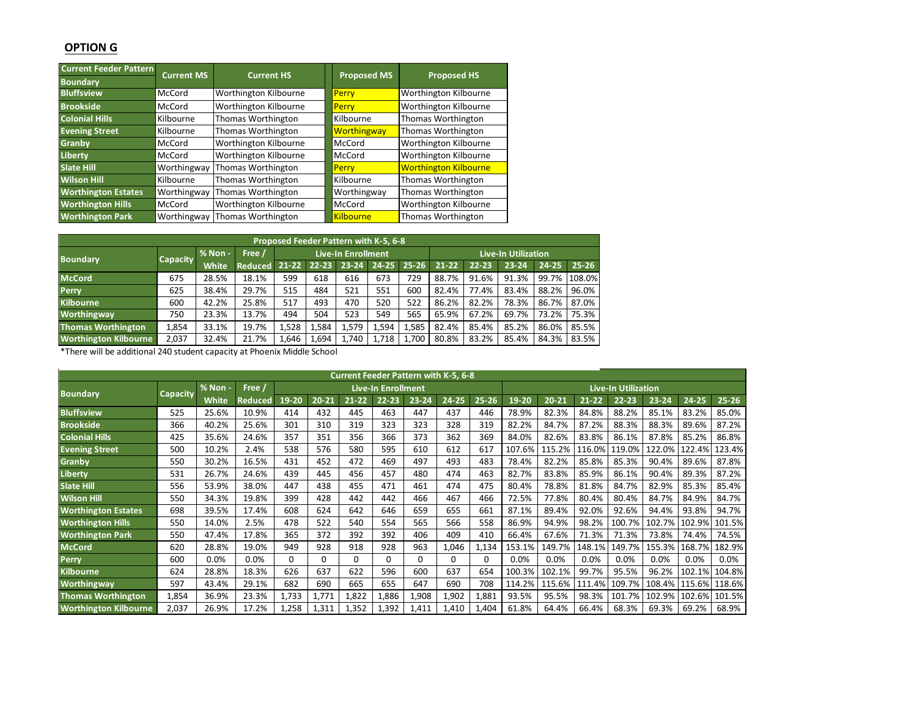## OPTION G

| Current Feeder Pattern Boundary | Current MS | Current HS | Proposed MS | Proposed HS |
|---|---|---|---|---|
| Bluffsview | McCord | Worthington Kilbourne | Perry | Worthington Kilbourne |
| Brookside | McCord | Worthington Kilbourne | Perry | Worthington Kilbourne |
| Colonial Hills | Kilbourne | Thomas Worthington | Kilbourne | Thomas Worthington |
| Evening Street | Kilbourne | Thomas Worthington | Worthingway | Thomas Worthington |
| Granby | McCord | Worthington Kilbourne | McCord | Worthington Kilbourne |
| Liberty | McCord | Worthington Kilbourne | McCord | Worthington Kilbourne |
| Slate Hill | Worthingway | Thomas Worthington | Perry | Worthington Kilbourne |
| Wilson Hill | Kilbourne | Thomas Worthington | Kilbourne | Thomas Worthington |
| Worthington Estates | Worthingway | Thomas Worthington | Worthingway | Thomas Worthington |
| Worthington Hills | McCord | Worthington Kilbourne | McCord | Worthington Kilbourne |
| Worthington Park | Worthingway | Thomas Worthington | Kilbourne | Thomas Worthington |

| Proposed Feeder Pattern with K-5, 6-8 | | | | | | | | | | | | | |
|---|---|---|---|---|---|---|---|---|---|---|---|---|---|
| Boundary | Capacity | % Non - White | Free / Reduced | Live-In Enrollment | | | | | Live-In Utilization | | | | |
| | | | | 21-22 | 22-23 | 23-24 | 24-25 | 25-26 | 21-22 | 22-23 | 23-24 | 24-25 | 25-26 |
| McCord | 675 | 28.5% | 18.1% | 599 | 618 | 616 | 673 | 729 | 88.7% | 91.6% | 91.3% | 99.7% | 108.0% |
| Perry | 625 | 38.4% | 29.7% | 515 | 484 | 521 | 551 | 600 | 82.4% | 77.4% | 83.4% | 88.2% | 96.0% |
| Kilbourne | 600 | 42.2% | 25.8% | 517 | 493 | 470 | 520 | 522 | 86.2% | 82.2% | 78.3% | 86.7% | 87.0% |
| Worthingway | 750 | 23.3% | 13.7% | 494 | 504 | 523 | 549 | 565 | 65.9% | 67.2% | 69.7% | 73.2% | 75.3% |
| Thomas Worthington | 1,854 | 33.1% | 19.7% | 1,528 | 1,584 | 1,579 | 1,594 | 1,585 | 82.4% | 85.4% | 85.2% | 86.0% | 85.5% |
| Worthington Kilbourne | 2,037 | 32.4% | 21.7% | 1,646 | 1,694 | 1,740 | 1,718 | 1,700 | 80.8% | 83.2% | 85.4% | 84.3% | 83.5% |

*There will be additional 240 student capacity at Phoenix Middle School

| Current Feeder Pattern with K-5, 6-8 | | | | | | | | | | | | | | | | | | |
|---|---|---|---|---|---|---|---|---|---|---|---|---|---|---|---|---|---|---|
| Boundary | Capacity | % Non - White | Free / Reduced | Live-In Enrollment | | | | | | | Live-In Utilization | | | | | | | |
| | | | | 19-20 | 20-21 | 21-22 | 22-23 | 23-24 | 24-25 | 25-26 | 19-20 | 20-21 | 21-22 | 22-23 | 23-24 | 24-25 | 25-26 |
| Bluffsview | 525 | 25.6% | 10.9% | 414 | 432 | 445 | 463 | 447 | 437 | 446 | 78.9% | 82.3% | 84.8% | 88.2% | 85.1% | 83.2% | 85.0% |
| Brookside | 366 | 40.2% | 25.6% | 301 | 310 | 319 | 323 | 323 | 328 | 319 | 82.2% | 84.7% | 87.2% | 88.3% | 88.3% | 89.6% | 87.2% |
| Colonial Hills | 425 | 35.6% | 24.6% | 357 | 351 | 356 | 366 | 373 | 362 | 369 | 84.0% | 82.6% | 83.8% | 86.1% | 87.8% | 85.2% | 86.8% |
| Evening Street | 500 | 10.2% | 2.4% | 538 | 576 | 580 | 595 | 610 | 612 | 617 | 107.6% | 115.2% | 116.0% | 119.0% | 122.0% | 122.4% | 123.4% |
| Granby | 550 | 30.2% | 16.5% | 431 | 452 | 472 | 469 | 497 | 493 | 483 | 78.4% | 82.2% | 85.8% | 85.3% | 90.4% | 89.6% | 87.8% |
| Liberty | 531 | 26.7% | 24.6% | 439 | 445 | 456 | 457 | 480 | 474 | 463 | 82.7% | 83.8% | 85.9% | 86.1% | 90.4% | 89.3% | 87.2% |
| Slate Hill | 556 | 53.9% | 38.0% | 447 | 438 | 455 | 471 | 461 | 474 | 475 | 80.4% | 78.8% | 81.8% | 84.7% | 82.9% | 85.3% | 85.4% |
| Wilson Hill | 550 | 34.3% | 19.8% | 399 | 428 | 442 | 442 | 466 | 467 | 466 | 72.5% | 77.8% | 80.4% | 80.4% | 84.7% | 84.9% | 84.7% |
| Worthington Estates | 698 | 39.5% | 17.4% | 608 | 624 | 642 | 646 | 659 | 655 | 661 | 87.1% | 89.4% | 92.0% | 92.6% | 94.4% | 93.8% | 94.7% |
| Worthington Hills | 550 | 14.0% | 2.5% | 478 | 522 | 540 | 554 | 565 | 566 | 558 | 86.9% | 94.9% | 98.2% | 100.7% | 102.7% | 102.9% | 101.5% |
| Worthington Park | 550 | 47.4% | 17.8% | 365 | 372 | 392 | 392 | 406 | 409 | 410 | 66.4% | 67.6% | 71.3% | 71.3% | 73.8% | 74.4% | 74.5% |
| McCord | 620 | 28.8% | 19.0% | 949 | 928 | 918 | 928 | 963 | 1,046 | 1,134 | 153.1% | 149.7% | 148.1% | 149.7% | 155.3% | 168.7% | 182.9% |
| Perry | 600 | 0.0% | 0.0% | 0 | 0 | 0 | 0 | 0 | 0 | 0 | 0.0% | 0.0% | 0.0% | 0.0% | 0.0% | 0.0% | 0.0% |
| Kilbourne | 624 | 28.8% | 18.3% | 626 | 637 | 622 | 596 | 600 | 637 | 654 | 100.3% | 102.1% | 99.7% | 95.5% | 96.2% | 102.1% | 104.8% |
| Worthingway | 597 | 43.4% | 29.1% | 682 | 690 | 665 | 655 | 647 | 690 | 708 | 114.2% | 115.6% | 111.4% | 109.7% | 108.4% | 115.6% | 118.6% |
| Thomas Worthington | 1,854 | 36.9% | 23.3% | 1,733 | 1,771 | 1,822 | 1,886 | 1,908 | 1,902 | 1,881 | 93.5% | 95.5% | 98.3% | 101.7% | 102.9% | 102.6% | 101.5% |
| Worthington Kilbourne | 2,037 | 26.9% | 17.2% | 1,258 | 1,311 | 1,352 | 1,392 | 1,411 | 1,410 | 1,404 | 61.8% | 64.4% | 66.4% | 68.3% | 69.3% | 69.2% | 68.9% |